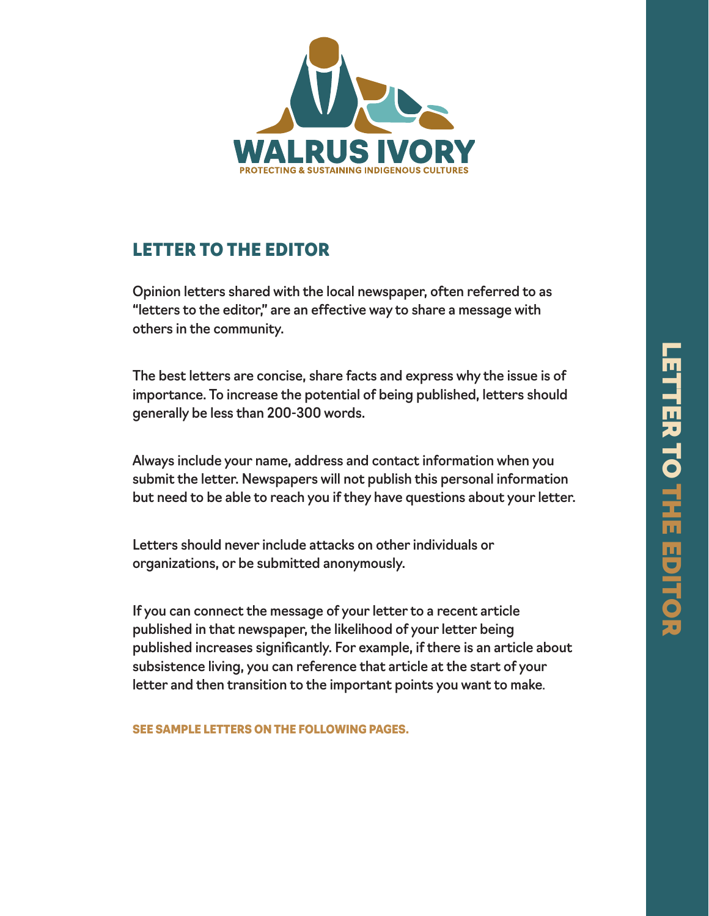WALRUS IVORY

PROTECTING & SUSTAINING INDIGENOUS CULTURES

## LETTER TO THE EDITOR

Opinion letters shared with the local newspaper, often referred to as "letters to the editor," are an effective way to share a message with others in the community.

The best letters are concise, share facts and express why the issue is of importance. To increase the potential of being published, letters should generally be less than 200-300 words.

Always include your name, address and contact information when you submit the letter. Newspapers will not publish this personal information but need to be able to reach you if they have questions about your letter.

Letters should never include attacks on other individuals or organizations, or be submitted anonymously.

If you can connect the message of your letter to a recent article published in that newspaper, the likelihood of your letter being published increases significantly. For example, if there is an article about subsistence living, you can reference that article at the start of your letter and then transition to the important points you want to make.

**SEE SAMPLE LETTERS ON THE FOLLOWING PAGES.**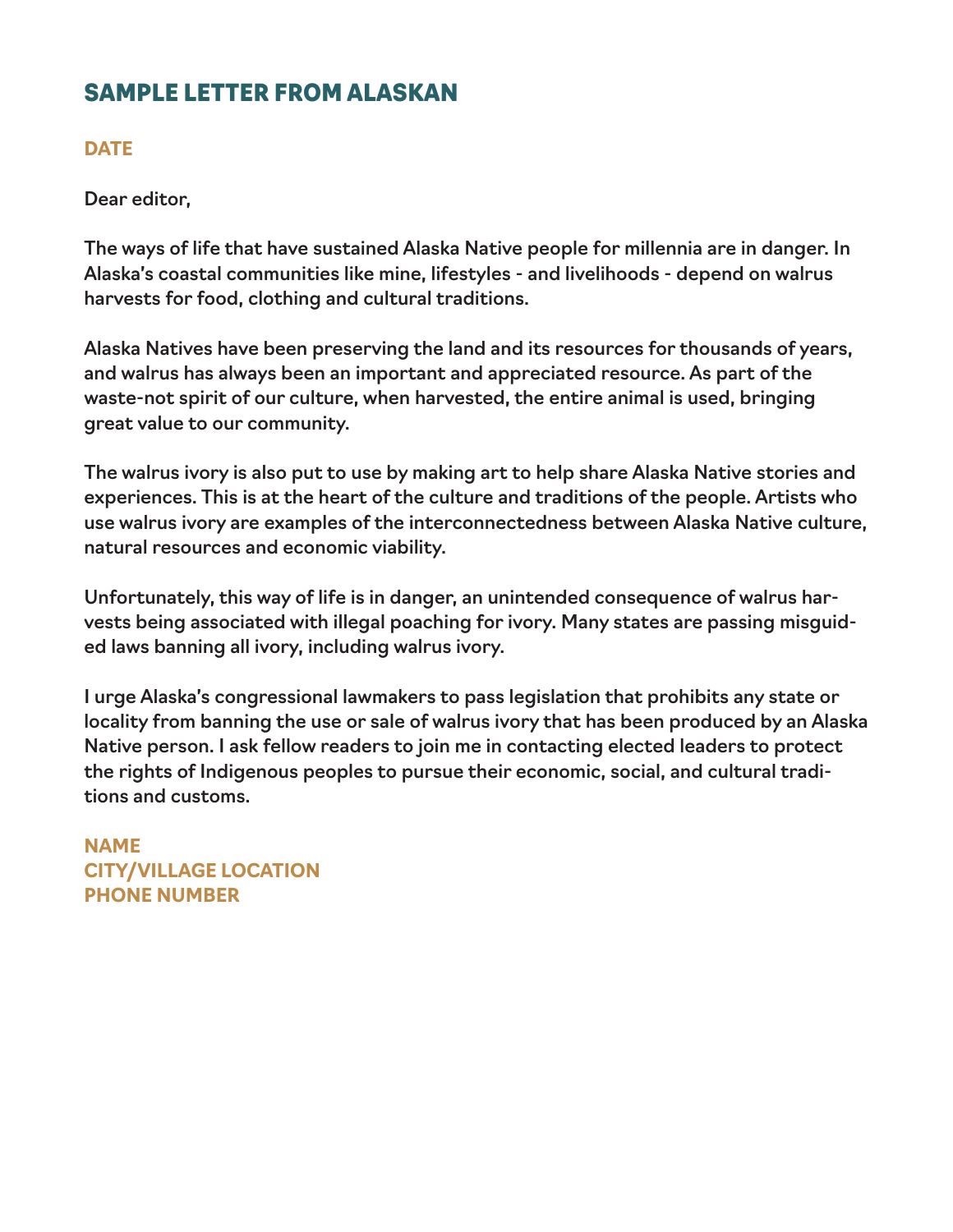# SAMPLE LETTER FROM ALASKAN

**DATE**

Dear editor,

The ways of life that have sustained Alaska Native people for millennia are in danger. In Alaska's coastal communities like mine, lifestyles - and livelihoods - depend on walrus harvests for food, clothing and cultural traditions.

Alaska Natives have been preserving the land and its resources for thousands of years, and walrus has always been an important and appreciated resource. As part of the waste-not spirit of our culture, when harvested, the entire animal is used, bringing great value to our community.

The walrus ivory is also put to use by making art to help share Alaska Native stories and experiences. This is at the heart of the culture and traditions of the people. Artists who use walrus ivory are examples of the interconnectedness between Alaska Native culture, natural resources and economic viability.

Unfortunately, this way of life is in danger, an unintended consequence of walrus harvests being associated with illegal poaching for ivory. Many states are passing misguided laws banning all ivory, including walrus ivory.

I urge Alaska's congressional lawmakers to pass legislation that prohibits any state or locality from banning the use or sale of walrus ivory that has been produced by an Alaska Native person. I ask fellow readers to join me in contacting elected leaders to protect the rights of Indigenous peoples to pursue their economic, social, and cultural traditions and customs.

**NAME**
**CITY/VILLAGE LOCATION**
**PHONE NUMBER**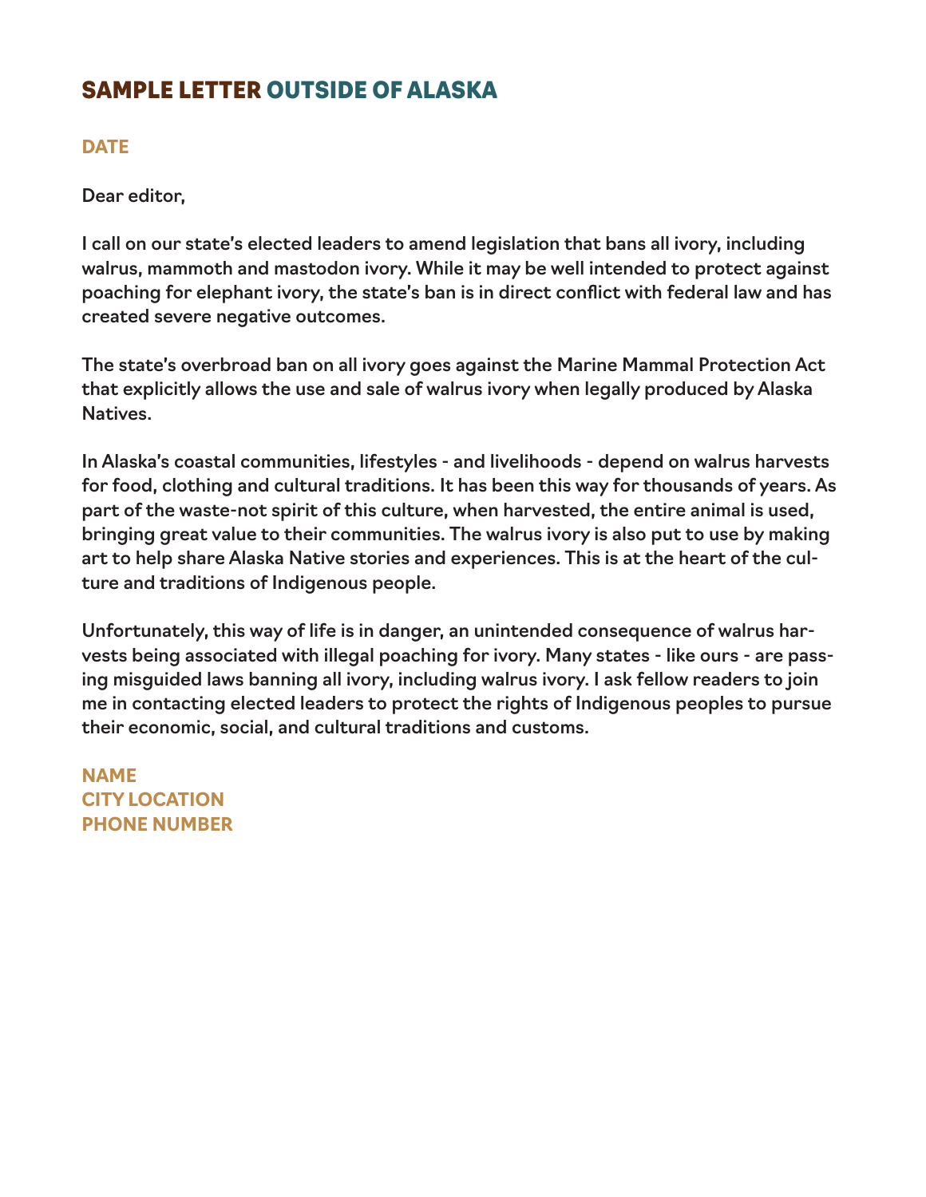# SAMPLE LETTER OUTSIDE OF ALASKA

**DATE**

Dear editor,

I call on our state's elected leaders to amend legislation that bans all ivory, including walrus, mammoth and mastodon ivory. While it may be well intended to protect against poaching for elephant ivory, the state's ban is in direct conflict with federal law and has created severe negative outcomes.

The state's overbroad ban on all ivory goes against the Marine Mammal Protection Act that explicitly allows the use and sale of walrus ivory when legally produced by Alaska Natives.

In Alaska's coastal communities, lifestyles - and livelihoods - depend on walrus harvests for food, clothing and cultural traditions. It has been this way for thousands of years. As part of the waste-not spirit of this culture, when harvested, the entire animal is used, bringing great value to their communities. The walrus ivory is also put to use by making art to help share Alaska Native stories and experiences. This is at the heart of the culture and traditions of Indigenous people.

Unfortunately, this way of life is in danger, an unintended consequence of walrus harvests being associated with illegal poaching for ivory. Many states - like ours - are passing misguided laws banning all ivory, including walrus ivory. I ask fellow readers to join me in contacting elected leaders to protect the rights of Indigenous peoples to pursue their economic, social, and cultural traditions and customs.

**NAME**
**CITY LOCATION**
**PHONE NUMBER**